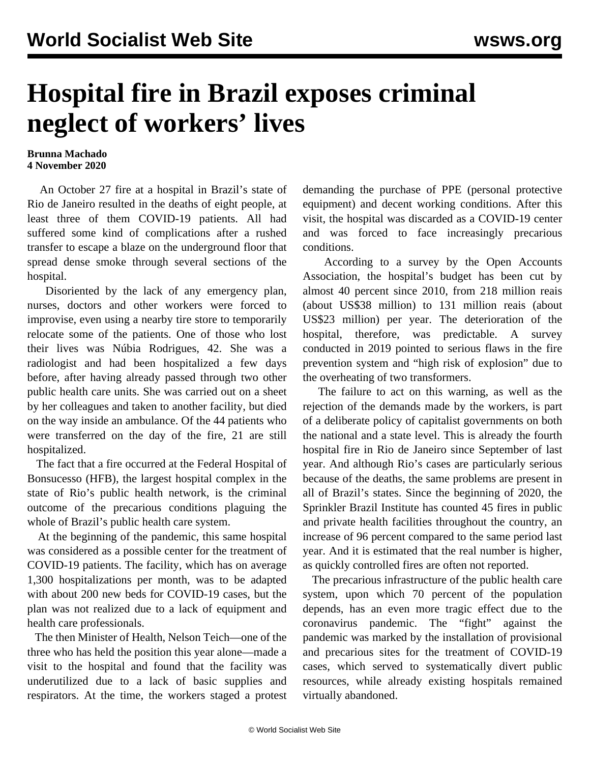# Hospital fire in Brazil exposes criminal neglect of workers' lives

**Brunna Machado**
**4 November 2020**

An October 27 fire at a hospital in Brazil's state of Rio de Janeiro resulted in the deaths of eight people, at least three of them COVID-19 patients. All had suffered some kind of complications after a rushed transfer to escape a blaze on the underground floor that spread dense smoke through several sections of the hospital.

Disoriented by the lack of any emergency plan, nurses, doctors and other workers were forced to improvise, even using a nearby tire store to temporarily relocate some of the patients. One of those who lost their lives was Núbia Rodrigues, 42. She was a radiologist and had been hospitalized a few days before, after having already passed through two other public health care units. She was carried out on a sheet by her colleagues and taken to another facility, but died on the way inside an ambulance. Of the 44 patients who were transferred on the day of the fire, 21 are still hospitalized.

The fact that a fire occurred at the Federal Hospital of Bonsucesso (HFB), the largest hospital complex in the state of Rio's public health network, is the criminal outcome of the precarious conditions plaguing the whole of Brazil's public health care system.

At the beginning of the pandemic, this same hospital was considered as a possible center for the treatment of COVID-19 patients. The facility, which has on average 1,300 hospitalizations per month, was to be adapted with about 200 new beds for COVID-19 cases, but the plan was not realized due to a lack of equipment and health care professionals.

The then Minister of Health, Nelson Teich—one of the three who has held the position this year alone—made a visit to the hospital and found that the facility was underutilized due to a lack of basic supplies and respirators. At the time, the workers staged a protest demanding the purchase of PPE (personal protective equipment) and decent working conditions. After this visit, the hospital was discarded as a COVID-19 center and was forced to face increasingly precarious conditions.

According to a survey by the Open Accounts Association, the hospital's budget has been cut by almost 40 percent since 2010, from 218 million reais (about US$38 million) to 131 million reais (about US$23 million) per year. The deterioration of the hospital, therefore, was predictable. A survey conducted in 2019 pointed to serious flaws in the fire prevention system and "high risk of explosion" due to the overheating of two transformers.

The failure to act on this warning, as well as the rejection of the demands made by the workers, is part of a deliberate policy of capitalist governments on both the national and a state level. This is already the fourth hospital fire in Rio de Janeiro since September of last year. And although Rio's cases are particularly serious because of the deaths, the same problems are present in all of Brazil's states. Since the beginning of 2020, the Sprinkler Brazil Institute has counted 45 fires in public and private health facilities throughout the country, an increase of 96 percent compared to the same period last year. And it is estimated that the real number is higher, as quickly controlled fires are often not reported.

The precarious infrastructure of the public health care system, upon which 70 percent of the population depends, has an even more tragic effect due to the coronavirus pandemic. The "fight" against the pandemic was marked by the installation of provisional and precarious sites for the treatment of COVID-19 cases, which served to systematically divert public resources, while already existing hospitals remained virtually abandoned.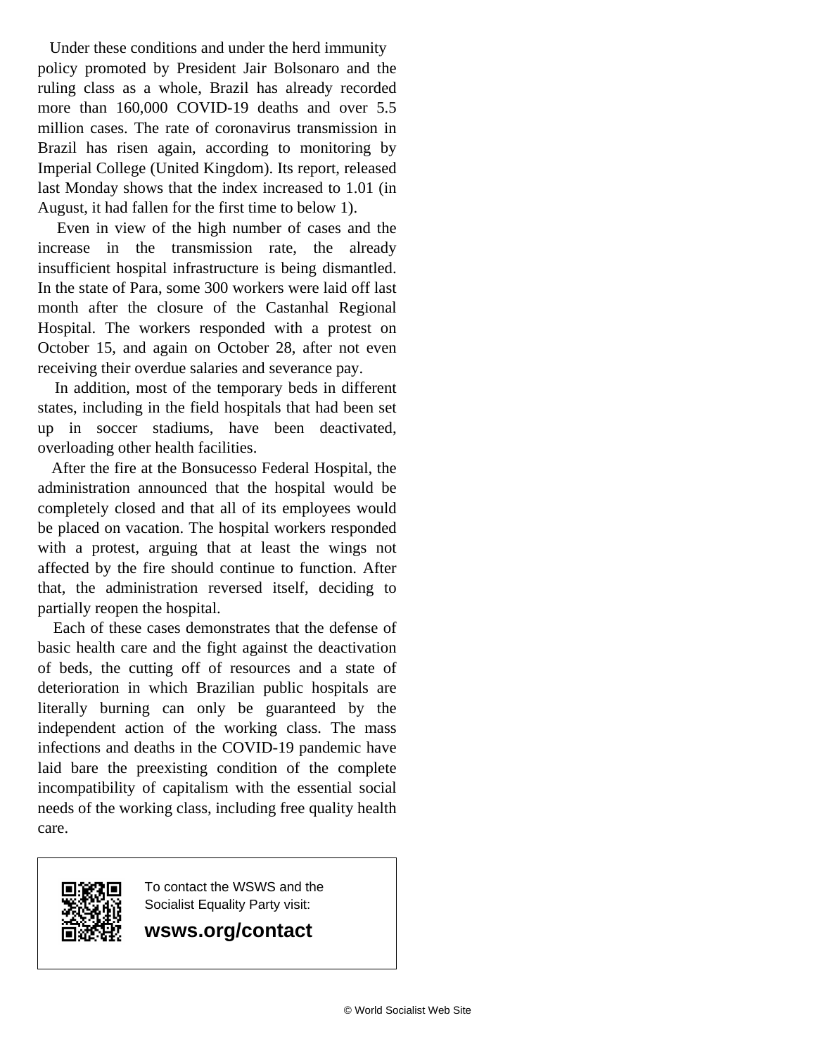Under these conditions and under the herd immunity policy promoted by President Jair Bolsonaro and the ruling class as a whole, Brazil has already recorded more than 160,000 COVID-19 deaths and over 5.5 million cases. The rate of coronavirus transmission in Brazil has risen again, according to monitoring by Imperial College (United Kingdom). Its report, released last Monday shows that the index increased to 1.01 (in August, it had fallen for the first time to below 1).

Even in view of the high number of cases and the increase in the transmission rate, the already insufficient hospital infrastructure is being dismantled. In the state of Para, some 300 workers were laid off last month after the closure of the Castanhal Regional Hospital. The workers responded with a protest on October 15, and again on October 28, after not even receiving their overdue salaries and severance pay.

In addition, most of the temporary beds in different states, including in the field hospitals that had been set up in soccer stadiums, have been deactivated, overloading other health facilities.

After the fire at the Bonsucesso Federal Hospital, the administration announced that the hospital would be completely closed and that all of its employees would be placed on vacation. The hospital workers responded with a protest, arguing that at least the wings not affected by the fire should continue to function. After that, the administration reversed itself, deciding to partially reopen the hospital.

Each of these cases demonstrates that the defense of basic health care and the fight against the deactivation of beds, the cutting off of resources and a state of deterioration in which Brazilian public hospitals are literally burning can only be guaranteed by the independent action of the working class. The mass infections and deaths in the COVID-19 pandemic have laid bare the preexisting condition of the complete incompatibility of capitalism with the essential social needs of the working class, including free quality health care.

To contact the WSWS and the Socialist Equality Party visit:

**wsws.org/contact**

© World Socialist Web Site